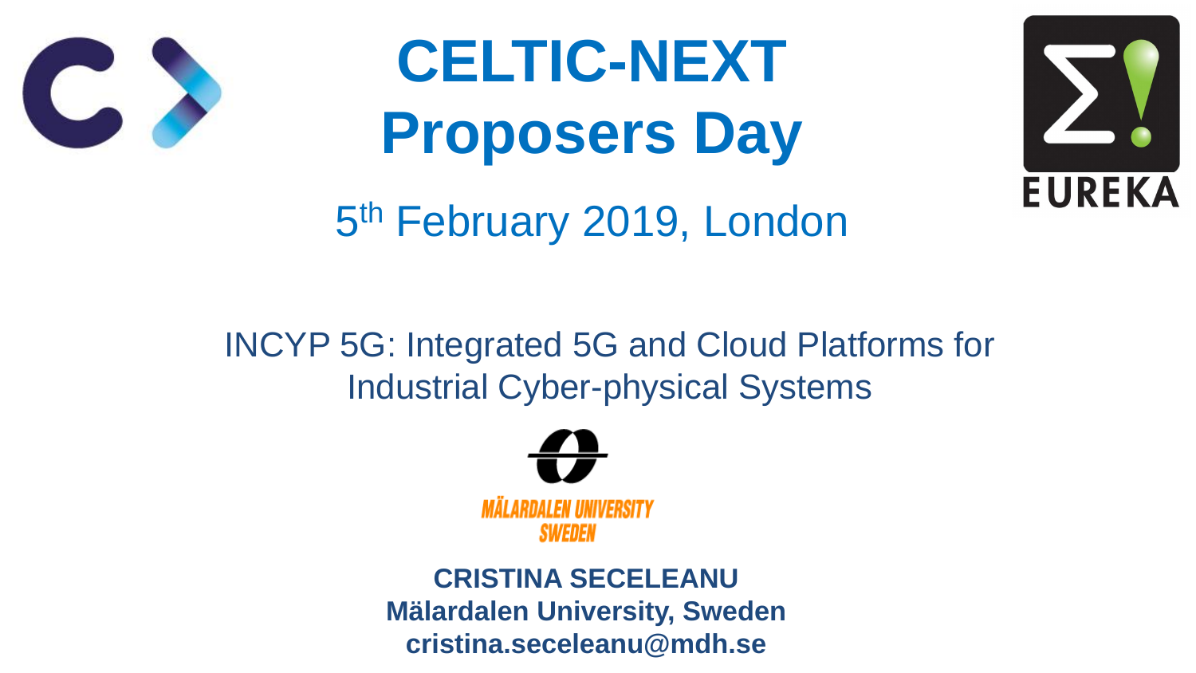# CELTIC-NEXT Proposers Day

5th February 2019, London

INCYP 5G: Integrated 5G and Cloud Platforms for Industrial Cyber-physical Systems

MÄLARDALEN UNIVERSITY SWEDEN

**CRISTINA SECELEANU**
**Mälardalen University, Sweden**
**cristina.seceleanu@mdh.se**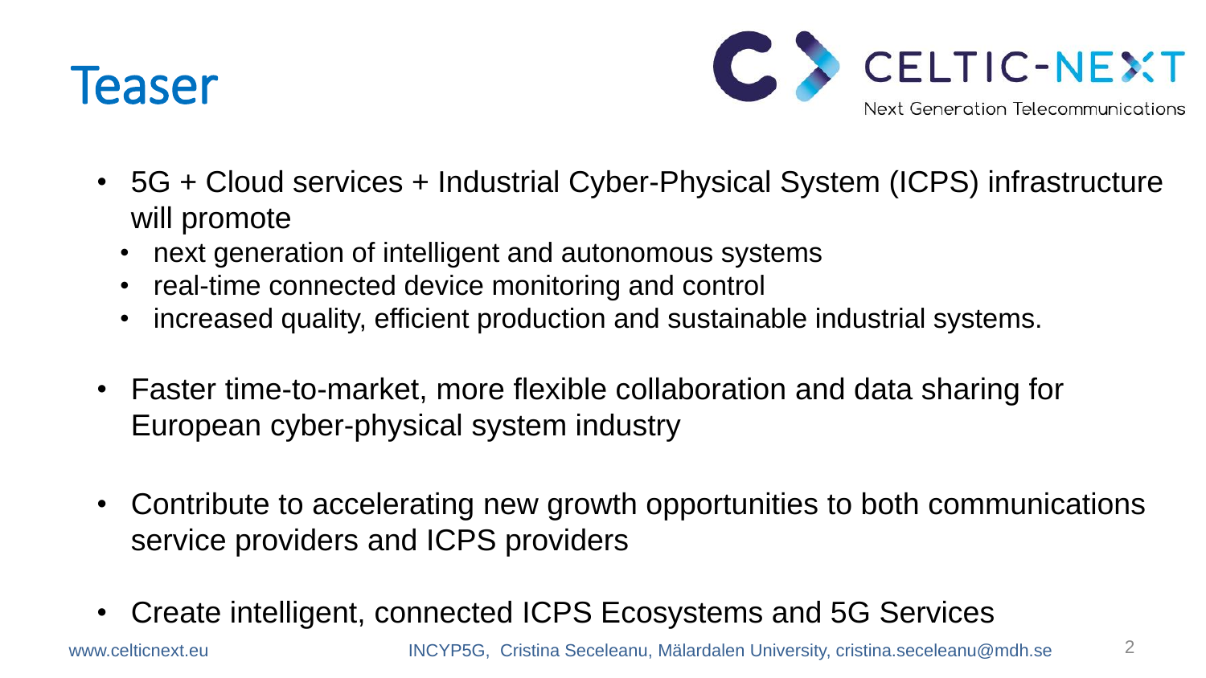# Teaser

- 5G + Cloud services + Industrial Cyber-Physical System (ICPS) infrastructure will promote
  - next generation of intelligent and autonomous systems
  - real-time connected device monitoring and control
  - increased quality, efficient production and sustainable industrial systems.
- Faster time-to-market, more flexible collaboration and data sharing for European cyber-physical system industry
- Contribute to accelerating new growth opportunities to both communications service providers and ICPS providers
- Create intelligent, connected ICPS Ecosystems and 5G Services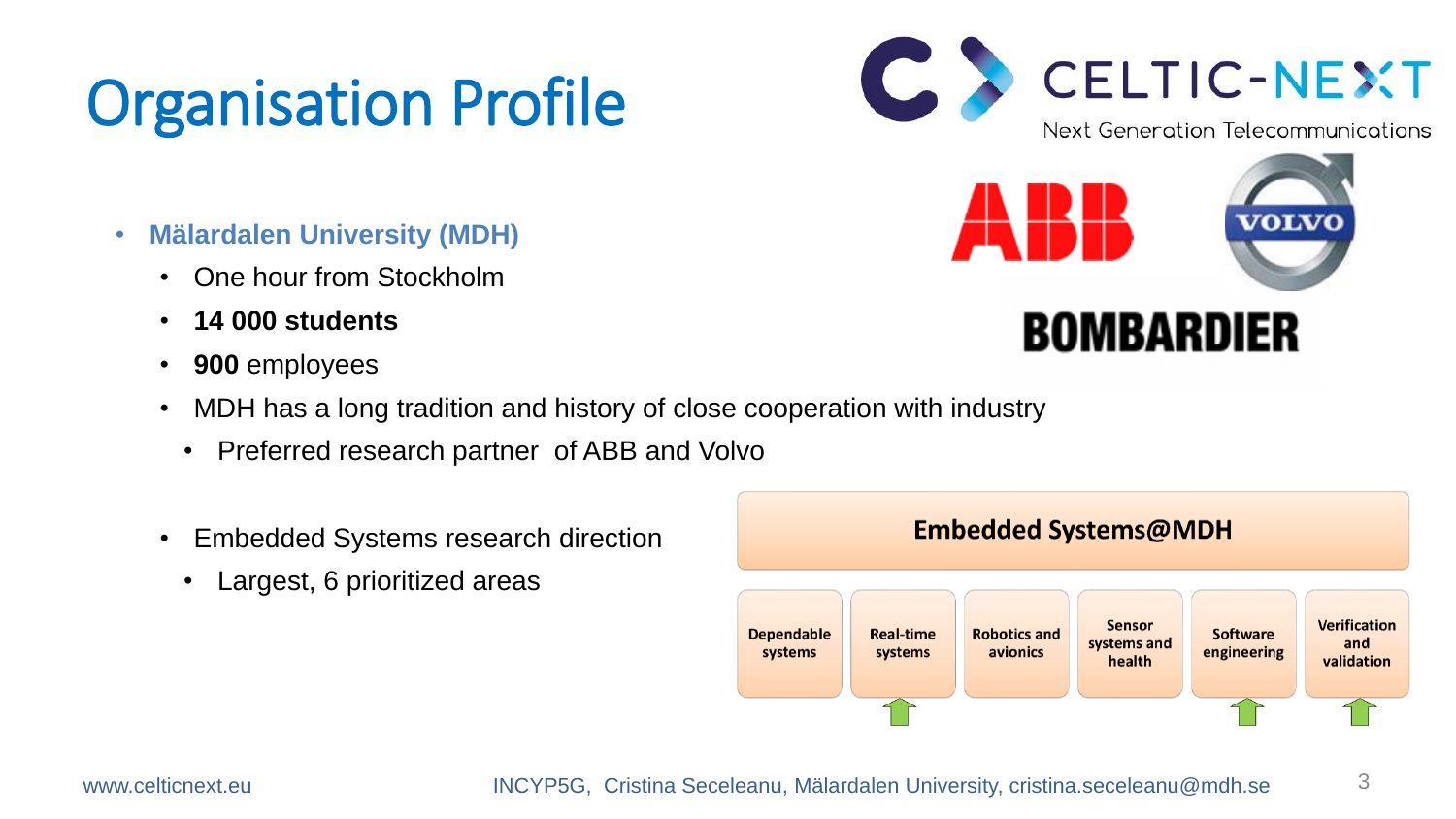# Organisation Profile

- **Mälardalen University (MDH)**
  - One hour from Stockholm
  - **14 000 students**
  - **900** employees
  - MDH has a long tradition and history of close cooperation with industry
    - Preferred research partner of ABB and Volvo
  - Embedded Systems research direction
    - Largest, 6 prioritized areas

**Embedded Systems@MDH**

| Dependable systems | Real-time systems | Robotics and avionics | Sensor systems and health | Software engineering | Verification and validation |
|---|---|---|---|---|---|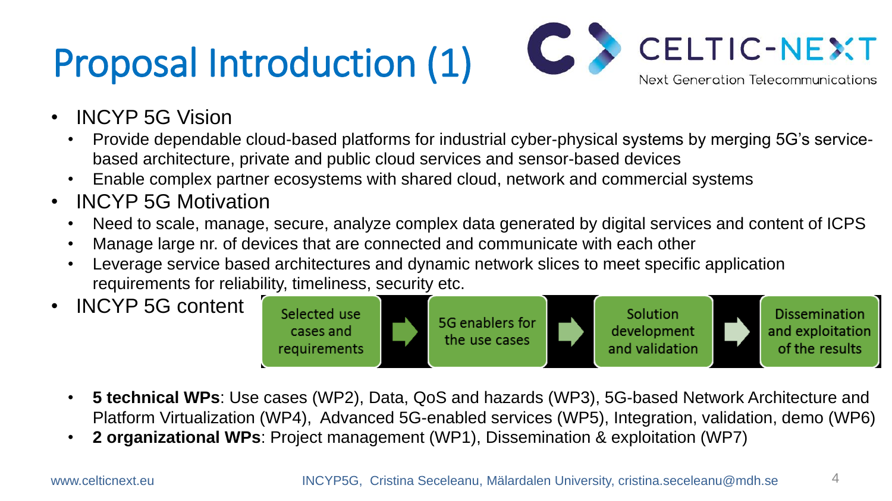# Proposal Introduction (1)

CELTIC-NEXT
Next Generation Telecommunications

- INCYP 5G Vision
  - Provide dependable cloud-based platforms for industrial cyber-physical systems by merging 5G's service-based architecture, private and public cloud services and sensor-based devices
  - Enable complex partner ecosystems with shared cloud, network and commercial systems
- INCYP 5G Motivation
  - Need to scale, manage, secure, analyze complex data generated by digital services and content of ICPS
  - Manage large nr. of devices that are connected and communicate with each other
  - Leverage service based architectures and dynamic network slices to meet specific application requirements for reliability, timeliness, security etc.
- INCYP 5G content

  Selected use cases and requirements → 5G enablers for the use cases → Solution development and validation → Dissemination and exploitation of the results

  - **5 technical WPs**: Use cases (WP2), Data, QoS and hazards (WP3), 5G-based Network Architecture and Platform Virtualization (WP4), Advanced 5G-enabled services (WP5), Integration, validation, demo (WP6)
  - **2 organizational WPs**: Project management (WP1), Dissemination & exploitation (WP7)

www.celticnext.eu INCYP5G, Cristina Seceleanu, Mälardalen University, cristina.seceleanu@mdh.se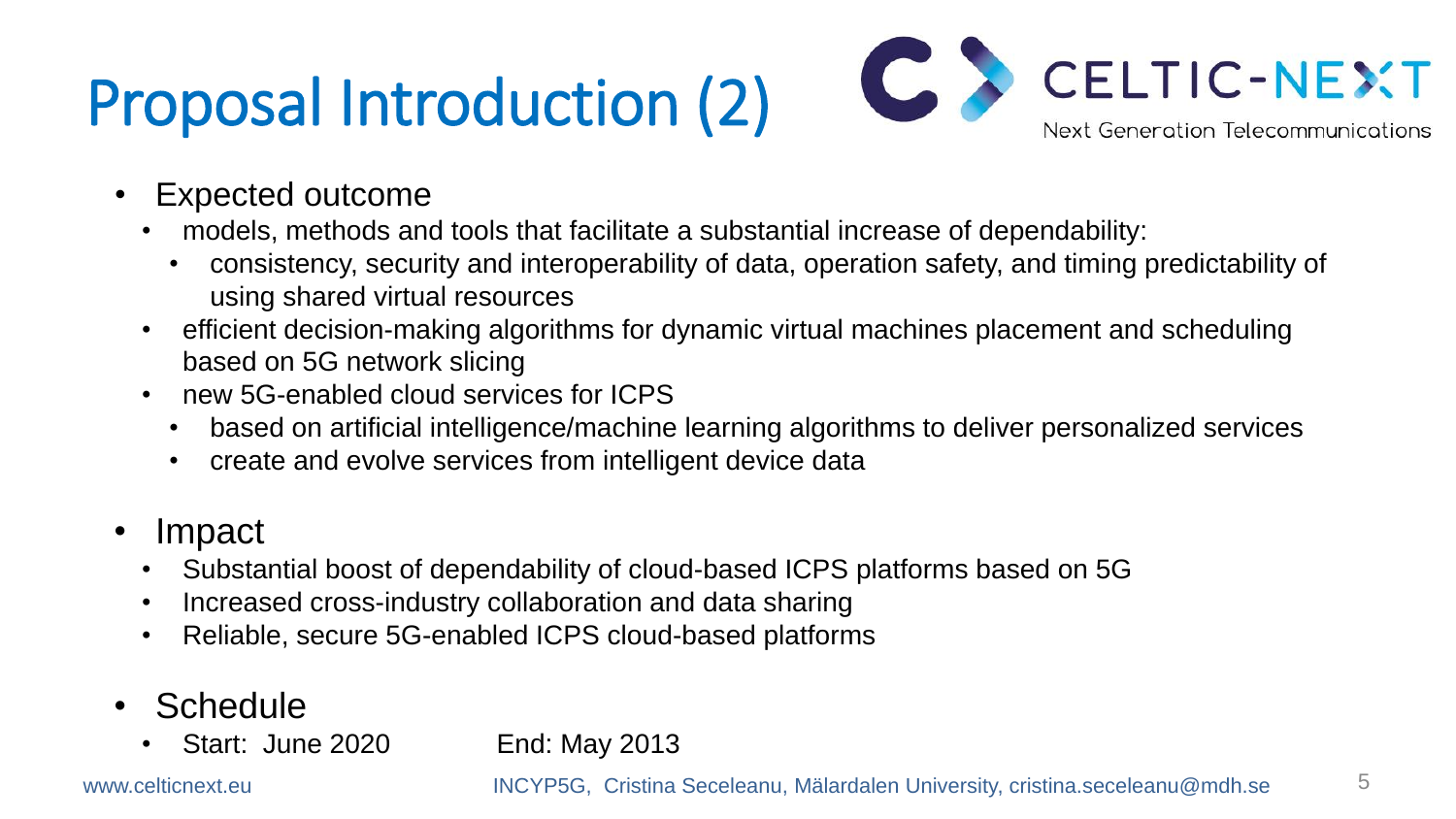# Proposal Introduction (2)

CELTIC-NEXT
Next Generation Telecommunications

- Expected outcome
  - models, methods and tools that facilitate a substantial increase of dependability:
    - consistency, security and interoperability of data, operation safety, and timing predictability of using shared virtual resources
  - efficient decision-making algorithms for dynamic virtual machines placement and scheduling based on 5G network slicing
  - new 5G-enabled cloud services for ICPS
    - based on artificial intelligence/machine learning algorithms to deliver personalized services
    - create and evolve services from intelligent device data

- Impact
  - Substantial boost of dependability of cloud-based ICPS platforms based on 5G
  - Increased cross-industry collaboration and data sharing
  - Reliable, secure 5G-enabled ICPS cloud-based platforms

- Schedule
  - Start: June 2020          End: May 2013

www.celticnext.eu          INCYP5G, Cristina Seceleanu, Mälardalen University, cristina.seceleanu@mdh.se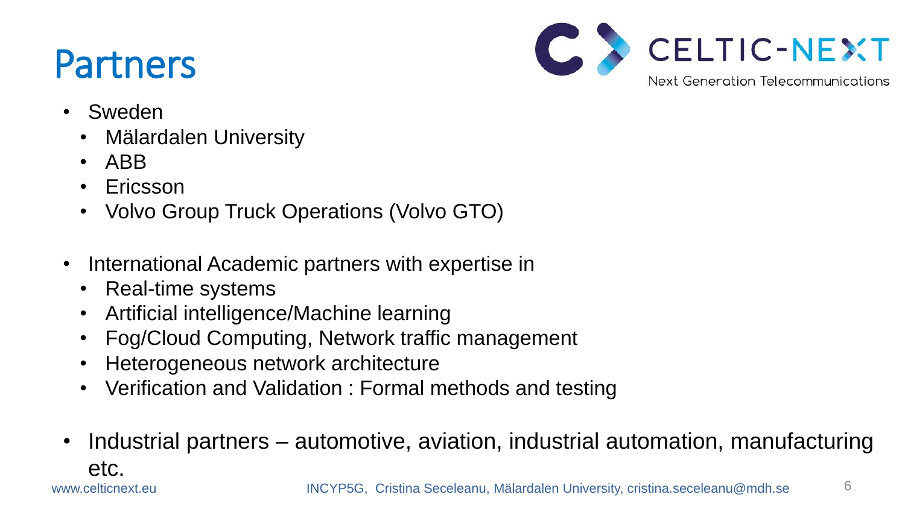# Partners

- Sweden
  - Mälardalen University
  - ABB
  - Ericsson
  - Volvo Group Truck Operations (Volvo GTO)

- International Academic partners with expertise in
  - Real-time systems
  - Artificial intelligence/Machine learning
  - Fog/Cloud Computing, Network traffic management
  - Heterogeneous network architecture
  - Verification and Validation : Formal methods and testing

- Industrial partners – automotive, aviation, industrial automation, manufacturing etc.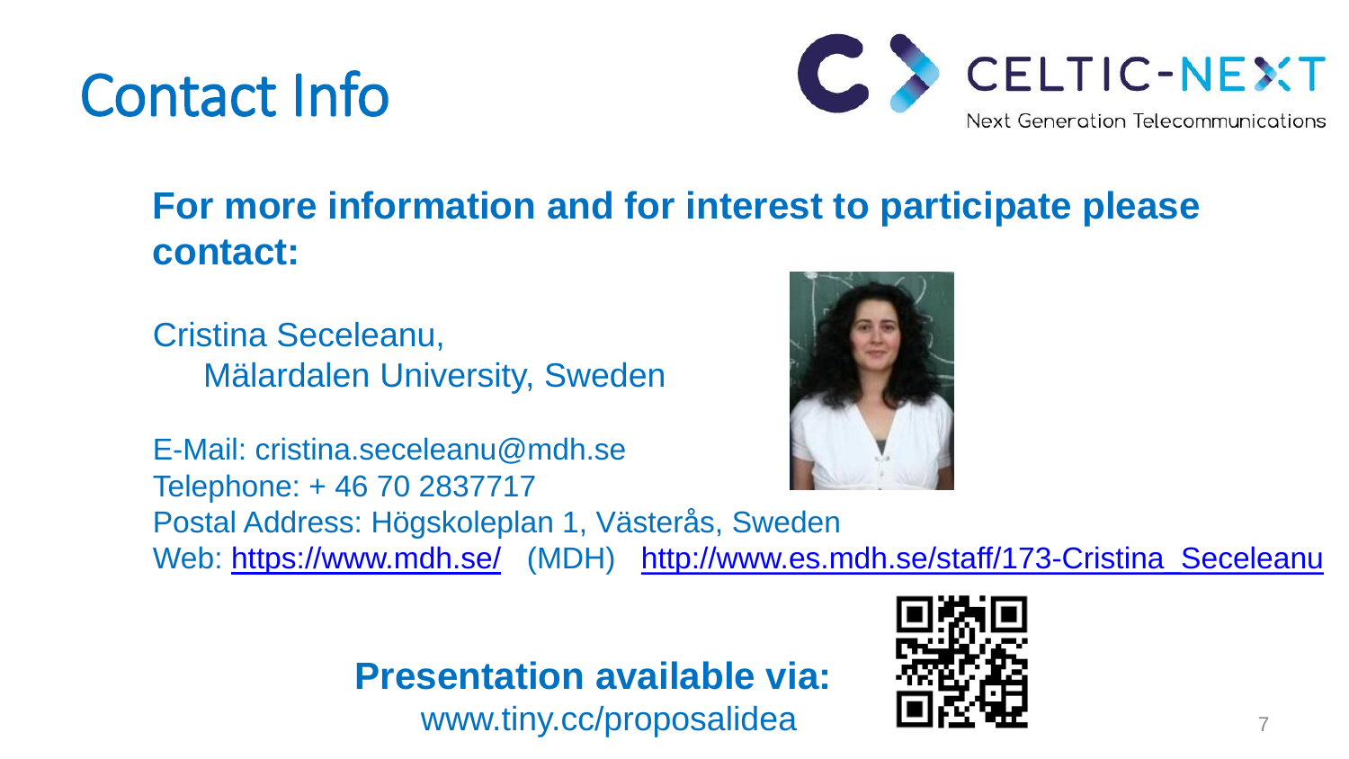# Contact Info

**For more information and for interest to participate please contact:**

Cristina Seceleanu,
Mälardalen University, Sweden

E-Mail: cristina.seceleanu@mdh.se
Telephone: + 46 70 2837717
Postal Address: Högskoleplan 1, Västerås, Sweden
Web: https://www.mdh.se/ (MDH) http://www.es.mdh.se/staff/173-Cristina_Seceleanu

**Presentation available via:**
www.tiny.cc/proposalidea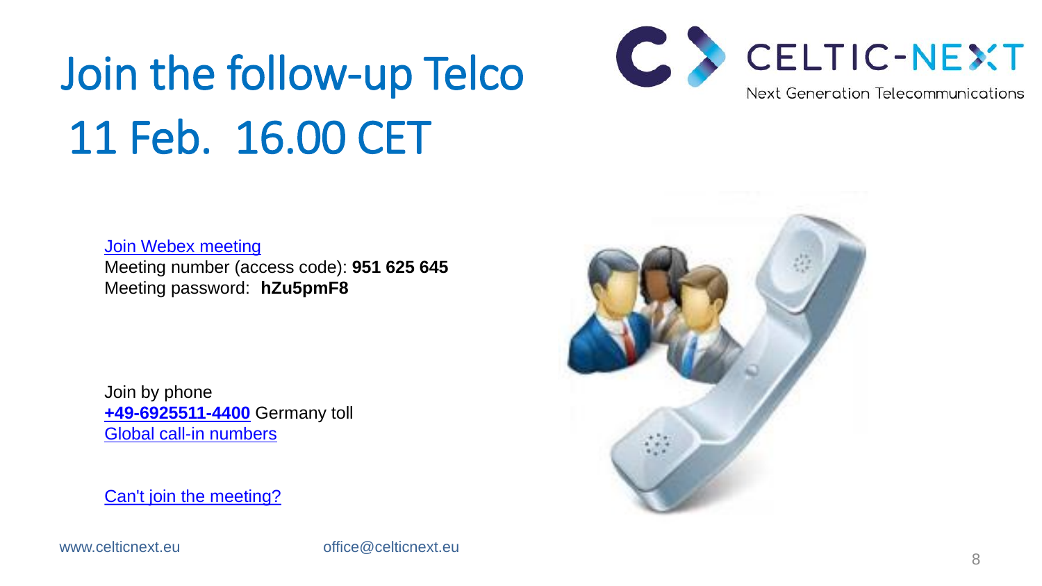# Join the follow-up Telco 11 Feb. 16.00 CET

Join Webex meeting
Meeting number (access code): **951 625 645**
Meeting password: **hZu5pmF8**

Join by phone
**+49-6925511-4400** Germany toll
Global call-in numbers

Can't join the meeting?

www.celticnext.eu office@celticnext.eu